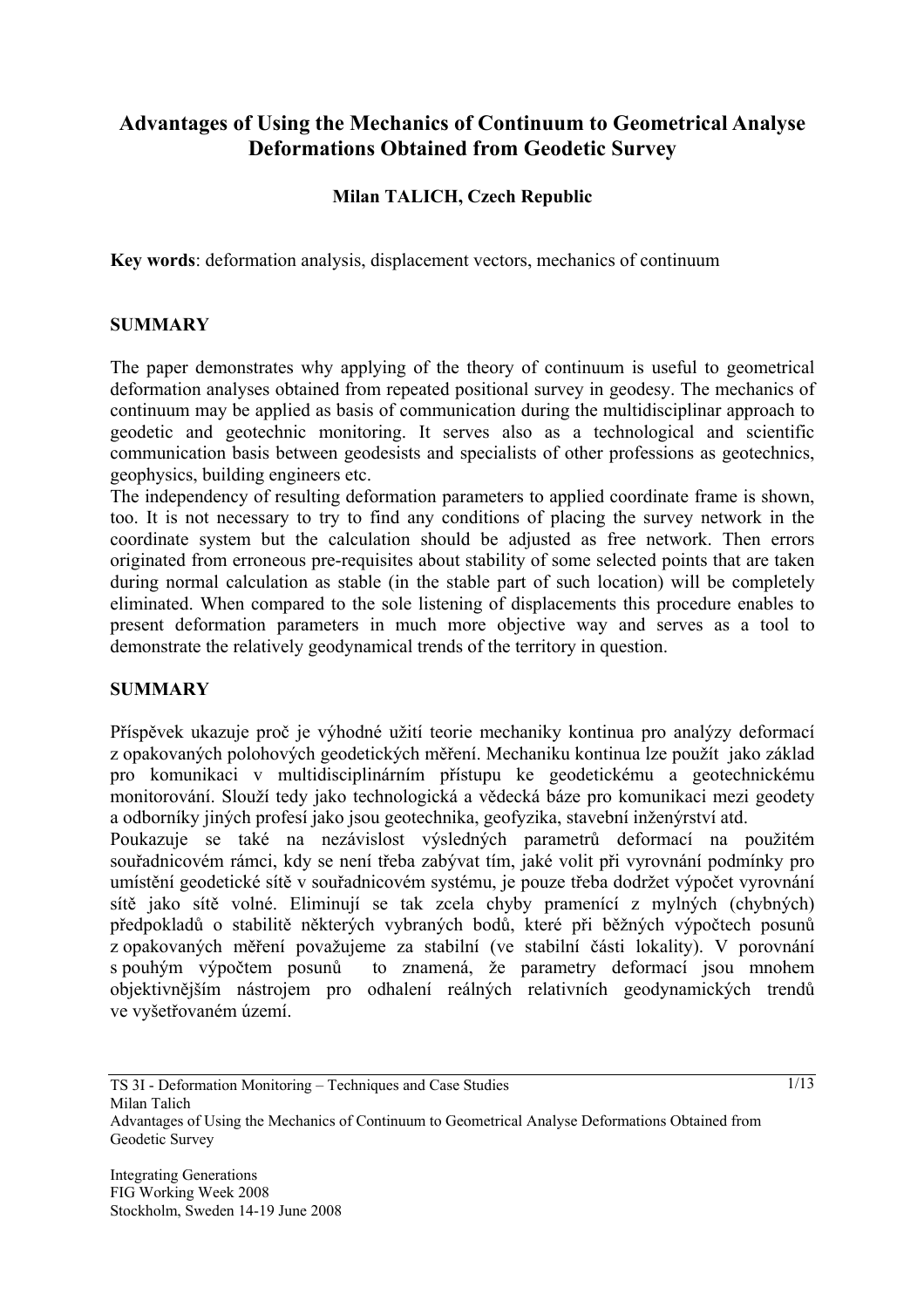# Advantages of Using the Mechanics of Continuum to Geometrical Analyse Deformations Obtained from Geodetic Survey

**Milan TALICH, Czech Republic**

**Key words**: deformation analysis, displacement vectors, mechanics of continuum

## SUMMARY

The paper demonstrates why applying of the theory of continuum is useful to geometrical deformation analyses obtained from repeated positional survey in geodesy. The mechanics of continuum may be applied as basis of communication during the multidisciplinar approach to geodetic and geotechnic monitoring. It serves also as a technological and scientific communication basis between geodesists and specialists of other professions as geotechnics, geophysics, building engineers etc.

The independency of resulting deformation parameters to applied coordinate frame is shown, too. It is not necessary to try to find any conditions of placing the survey network in the coordinate system but the calculation should be adjusted as free network. Then errors originated from erroneous pre-requisites about stability of some selected points that are taken during normal calculation as stable (in the stable part of such location) will be completely eliminated. When compared to the sole listening of displacements this procedure enables to present deformation parameters in much more objective way and serves as a tool to demonstrate the relatively geodynamical trends of the territory in question.

## SUMMARY

Příspěvek ukazuje proč je výhodné užití teorie mechaniky kontinua pro analýzy deformací z opakovaných polohových geodetických měření. Mechaniku kontinua lze použít jako základ pro komunikaci v multidisciplinárním přístupu ke geodetickému a geotechnickému monitorování. Slouží tedy jako technologická a vědecká báze pro komunikaci mezi geodety a odborníky jiných profesí jako jsou geotechnika, geofyzika, stavební inženýrství atd.

Poukazuje se také na nezávislost výsledných parametrů deformací na použitém souřadnicovém rámci, kdy se není třeba zabývat tím, jaké volit při vyrovnání podmínky pro umístění geodetické sítě v souřadnicovém systému, je pouze třeba dodržet výpočet vyrovnání sítě jako sítě volné. Eliminují se tak zcela chyby pramenící z mylných (chybných) předpokladů o stabilitě některých vybraných bodů, které při běžných výpočtech posunů z opakovaných měření považujeme za stabilní (ve stabilní části lokality). V porovnání s pouhým výpočtem posunů to znamená, že parametry deformací jsou mnohem objektivnějším nástrojem pro odhalení reálných relativních geodynamických trendů ve vyšetřovaném území.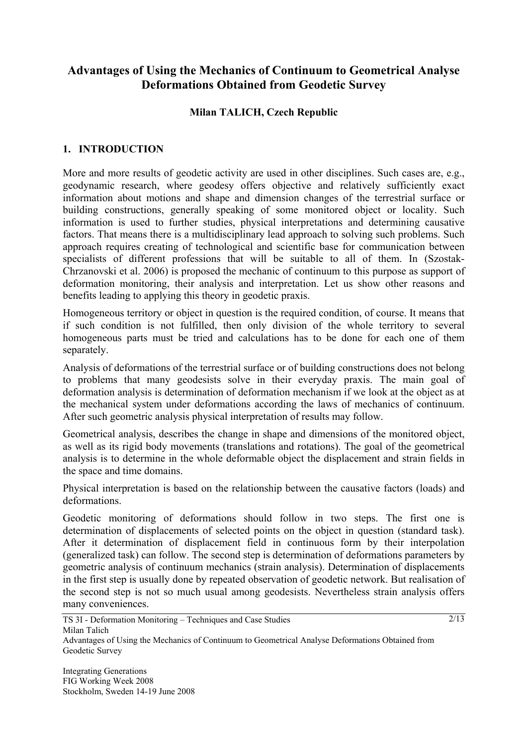# Advantages of Using the Mechanics of Continuum to Geometrical Analyse Deformations Obtained from Geodetic Survey

**Milan TALICH, Czech Republic**

## 1. INTRODUCTION

More and more results of geodetic activity are used in other disciplines. Such cases are, e.g., geodynamic research, where geodesy offers objective and relatively sufficiently exact information about motions and shape and dimension changes of the terrestrial surface or building constructions, generally speaking of some monitored object or locality. Such information is used to further studies, physical interpretations and determining causative factors. That means there is a multidisciplinary lead approach to solving such problems. Such approach requires creating of technological and scientific base for communication between specialists of different professions that will be suitable to all of them. In (Szostak-Chrzanovski et al. 2006) is proposed the mechanic of continuum to this purpose as support of deformation monitoring, their analysis and interpretation. Let us show other reasons and benefits leading to applying this theory in geodetic praxis.

Homogeneous territory or object in question is the required condition, of course. It means that if such condition is not fulfilled, then only division of the whole territory to several homogeneous parts must be tried and calculations has to be done for each one of them separately.

Analysis of deformations of the terrestrial surface or of building constructions does not belong to problems that many geodesists solve in their everyday praxis. The main goal of deformation analysis is determination of deformation mechanism if we look at the object as at the mechanical system under deformations according the laws of mechanics of continuum. After such geometric analysis physical interpretation of results may follow.

Geometrical analysis, describes the change in shape and dimensions of the monitored object, as well as its rigid body movements (translations and rotations). The goal of the geometrical analysis is to determine in the whole deformable object the displacement and strain fields in the space and time domains.

Physical interpretation is based on the relationship between the causative factors (loads) and deformations.

Geodetic monitoring of deformations should follow in two steps. The first one is determination of displacements of selected points on the object in question (standard task). After it determination of displacement field in continuous form by their interpolation (generalized task) can follow. The second step is determination of deformations parameters by geometric analysis of continuum mechanics (strain analysis). Determination of displacements in the first step is usually done by repeated observation of geodetic network. But realisation of the second step is not so much usual among geodesists. Nevertheless strain analysis offers many conveniences.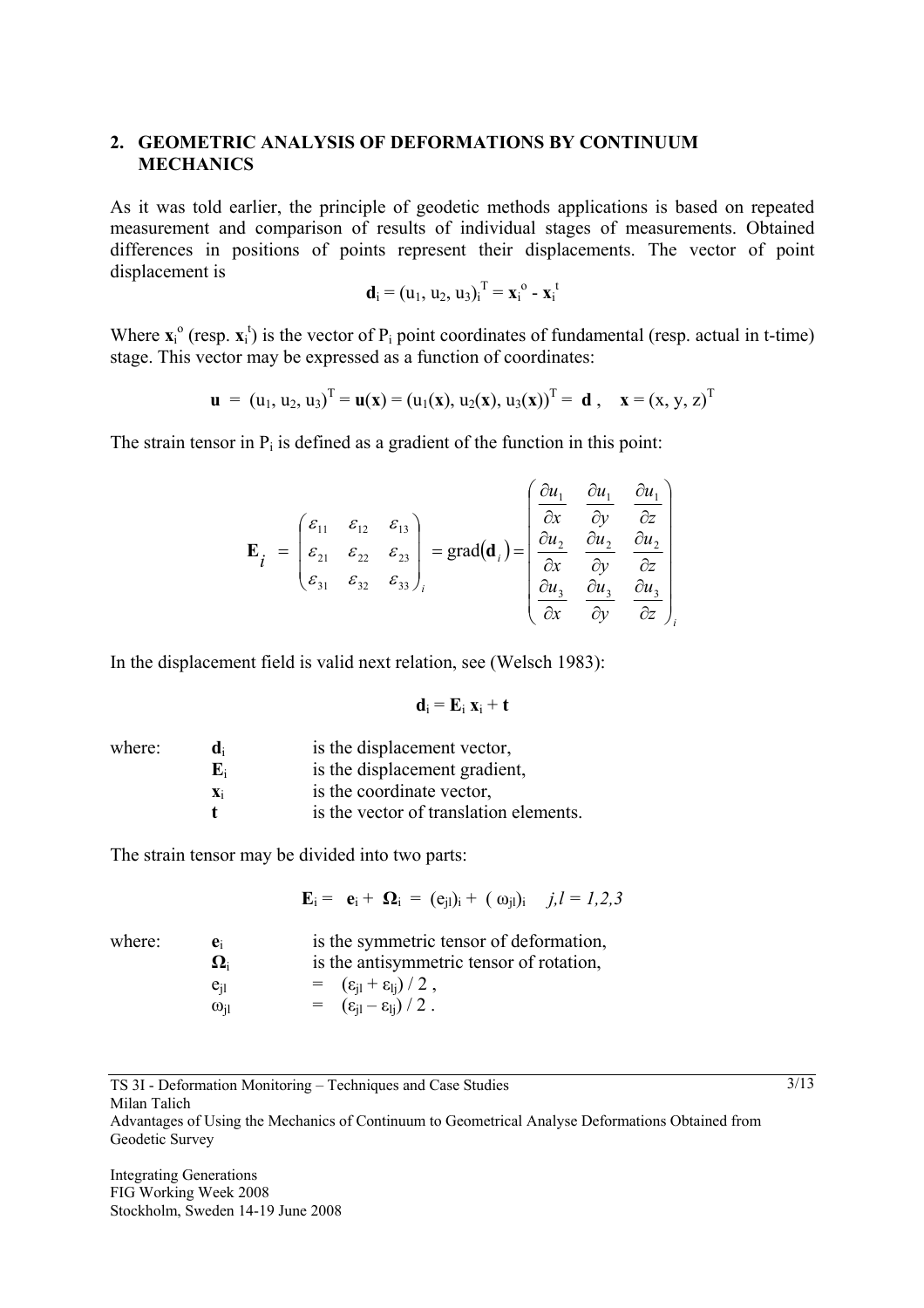## 2. GEOMETRIC ANALYSIS OF DEFORMATIONS BY CONTINUUM MECHANICS

As it was told earlier, the principle of geodetic methods applications is based on repeated measurement and comparison of results of individual stages of measurements. Obtained differences in positions of points represent their displacements. The vector of point displacement is

$$\mathbf{d}_i = (u_1, u_2, u_3)_i^T = \mathbf{x}_i^o - \mathbf{x}_i^t$$

Where $\mathbf{x}_i^o$ (resp. $\mathbf{x}_i^t$) is the vector of $P_i$ point coordinates of fundamental (resp. actual in t-time) stage. This vector may be expressed as a function of coordinates:

$$\mathbf{u} = (u_1, u_2, u_3)^T = \mathbf{u}(\mathbf{x}) = (u_1(\mathbf{x}), u_2(\mathbf{x}), u_3(\mathbf{x}))^T = \mathbf{d}\,, \quad \mathbf{x} = (x, y, z)^T$$

The strain tensor in $P_i$ is defined as a gradient of the function in this point:

$$\mathbf{E}_i = \begin{pmatrix} \varepsilon_{11} & \varepsilon_{12} & \varepsilon_{13} \\ \varepsilon_{21} & \varepsilon_{22} & \varepsilon_{23} \\ \varepsilon_{31} & \varepsilon_{32} & \varepsilon_{33} \end{pmatrix}_i = \mathrm{grad}(\mathbf{d}_i) = \begin{pmatrix} \frac{\partial u_1}{\partial x} & \frac{\partial u_1}{\partial y} & \frac{\partial u_1}{\partial z} \\ \frac{\partial u_2}{\partial x} & \frac{\partial u_2}{\partial y} & \frac{\partial u_2}{\partial z} \\ \frac{\partial u_3}{\partial x} & \frac{\partial u_3}{\partial y} & \frac{\partial u_3}{\partial z} \end{pmatrix}_i$$

In the displacement field is valid next relation, see (Welsch 1983):

$$\mathbf{d}_i = \mathbf{E}_i \, \mathbf{x}_i + \mathbf{t}$$

where:
- $\mathbf{d}_i$ is the displacement vector,
- $\mathbf{E}_i$ is the displacement gradient,
- $\mathbf{x}_i$ is the coordinate vector,
- $\mathbf{t}$ is the vector of translation elements.

The strain tensor may be divided into two parts:

$$\mathbf{E}_i = \mathbf{e}_i + \mathbf{\Omega}_i = (e_{jl})_i + (\omega_{jl})_i \quad j,l = 1,2,3$$

where:
- $\mathbf{e}_i$ is the symmetric tensor of deformation,
- $\mathbf{\Omega}_i$ is the antisymmetric tensor of rotation,
- $e_{jl} = (\varepsilon_{jl} + \varepsilon_{lj}) / 2$,
- $\omega_{jl} = (\varepsilon_{jl} - \varepsilon_{lj}) / 2$.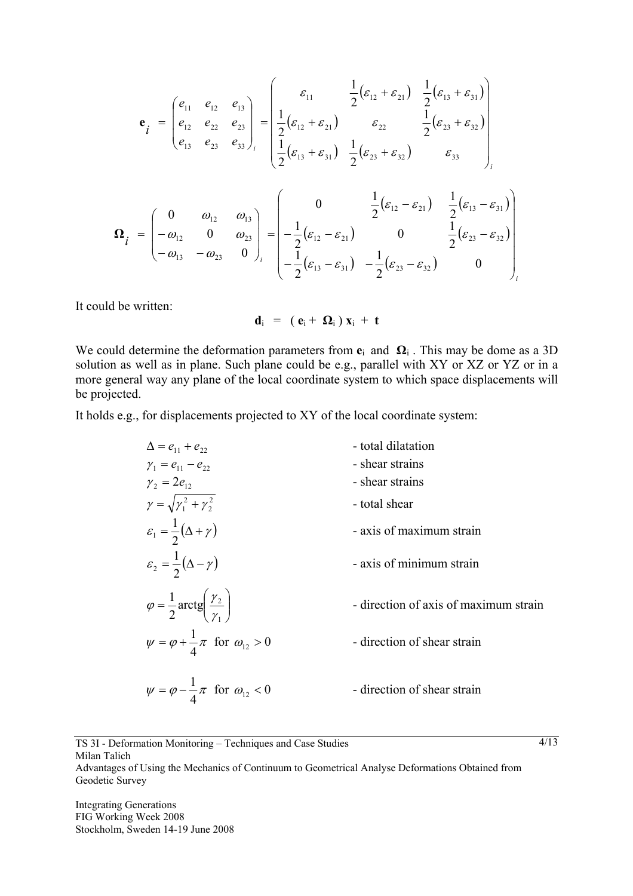$$
\mathbf{e}_i = \begin{pmatrix} e_{11} & e_{12} & e_{13} \\ e_{12} & e_{22} & e_{23} \\ e_{13} & e_{23} & e_{33} \end{pmatrix}_i = \begin{pmatrix} \varepsilon_{11} & \frac{1}{2}(\varepsilon_{12}+\varepsilon_{21}) & \frac{1}{2}(\varepsilon_{13}+\varepsilon_{31}) \\ \frac{1}{2}(\varepsilon_{12}+\varepsilon_{21}) & \varepsilon_{22} & \frac{1}{2}(\varepsilon_{23}+\varepsilon_{32}) \\ \frac{1}{2}(\varepsilon_{13}+\varepsilon_{31}) & \frac{1}{2}(\varepsilon_{23}+\varepsilon_{32}) & \varepsilon_{33} \end{pmatrix}_i
$$

$$
\mathbf{\Omega}_i = \begin{pmatrix} 0 & \omega_{12} & \omega_{13} \\ -\omega_{12} & 0 & \omega_{23} \\ -\omega_{13} & -\omega_{23} & 0 \end{pmatrix}_i = \begin{pmatrix} 0 & \frac{1}{2}(\varepsilon_{12}-\varepsilon_{21}) & \frac{1}{2}(\varepsilon_{13}-\varepsilon_{31}) \\ -\frac{1}{2}(\varepsilon_{12}-\varepsilon_{21}) & 0 & \frac{1}{2}(\varepsilon_{23}-\varepsilon_{32}) \\ -\frac{1}{2}(\varepsilon_{13}-\varepsilon_{31}) & -\frac{1}{2}(\varepsilon_{23}-\varepsilon_{32}) & 0 \end{pmatrix}_i
$$

It could be written:

$$
\mathbf{d}_i = (\mathbf{e}_i + \mathbf{\Omega}_i)\,\mathbf{x}_i + \mathbf{t}
$$

We could determine the deformation parameters from $\mathbf{e}_i$ and $\mathbf{\Omega}_i$ . This may be dome as a 3D solution as well as in plane. Such plane could be e.g., parallel with XY or XZ or YZ or in a more general way any plane of the local coordinate system to which space displacements will be projected.

It holds e.g., for displacements projected to XY of the local coordinate system:

| | |
|---|---|
| $\Delta = e_{11} + e_{22}$ | - total dilatation |
| $\gamma_1 = e_{11} - e_{22}$ | - shear strains |
| $\gamma_2 = 2e_{12}$ | - shear strains |
| $\gamma = \sqrt{\gamma_1^2 + \gamma_2^2}$ | - total shear |
| $\varepsilon_1 = \frac{1}{2}(\Delta + \gamma)$ | - axis of maximum strain |
| $\varepsilon_2 = \frac{1}{2}(\Delta - \gamma)$ | - axis of minimum strain |
| $\varphi = \frac{1}{2}\operatorname{arctg}\left(\frac{\gamma_2}{\gamma_1}\right)$ | - direction of axis of maximum strain |
| $\psi = \varphi + \frac{1}{4}\pi$ for $\omega_{12} > 0$ | - direction of shear strain |
| $\psi = \varphi - \frac{1}{4}\pi$ for $\omega_{12} < 0$ | - direction of shear strain |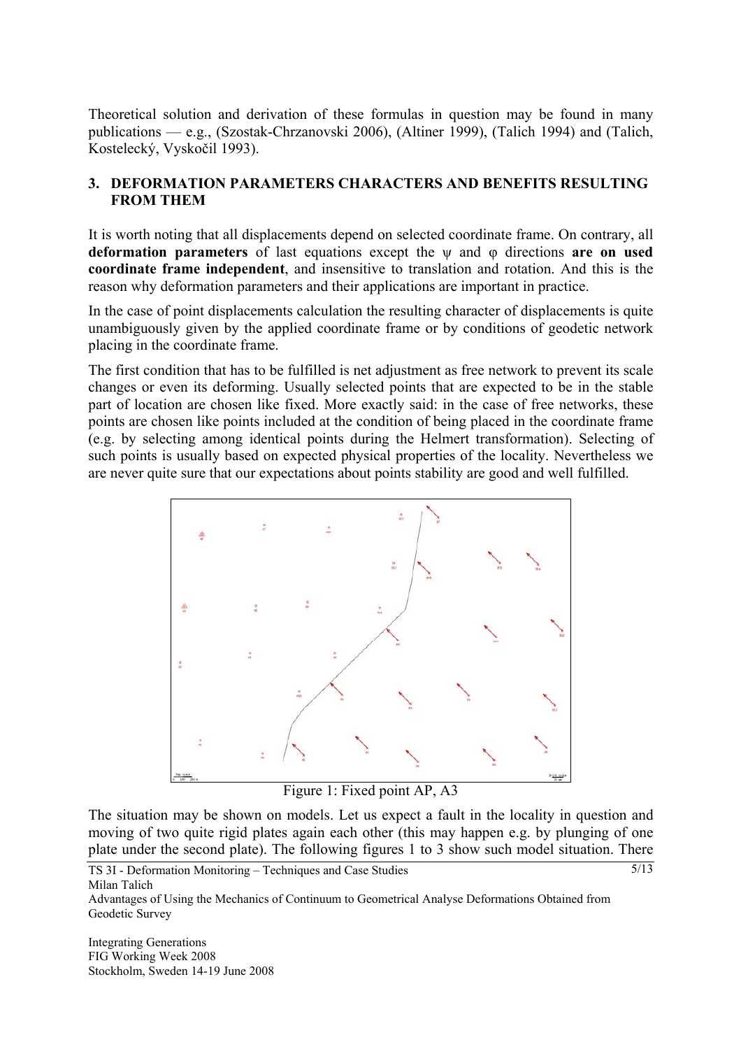Theoretical solution and derivation of these formulas in question may be found in many publications — e.g., (Szostak-Chrzanovski 2006), (Altiner 1999), (Talich 1994) and (Talich, Kostelecký, Vyskočil 1993).

## 3. DEFORMATION PARAMETERS CHARACTERS AND BENEFITS RESULTING FROM THEM

It is worth noting that all displacements depend on selected coordinate frame. On contrary, all **deformation parameters** of last equations except the $\psi$ and $\varphi$ directions **are on used coordinate frame independent**, and insensitive to translation and rotation. And this is the reason why deformation parameters and their applications are important in practice.

In the case of point displacements calculation the resulting character of displacements is quite unambiguously given by the applied coordinate frame or by conditions of geodetic network placing in the coordinate frame.

The first condition that has to be fulfilled is net adjustment as free network to prevent its scale changes or even its deforming. Usually selected points that are expected to be in the stable part of location are chosen like fixed. More exactly said: in the case of free networks, these points are chosen like points included at the condition of being placed in the coordinate frame (e.g. by selecting among identical points during the Helmert transformation). Selecting of such points is usually based on expected physical properties of the locality. Nevertheless we are never quite sure that our expectations about points stability are good and well fulfilled.

Figure 1: Fixed point AP, A3

The situation may be shown on models. Let us expect a fault in the locality in question and moving of two quite rigid plates again each other (this may happen e.g. by plunging of one plate under the second plate). The following figures 1 to 3 show such model situation. There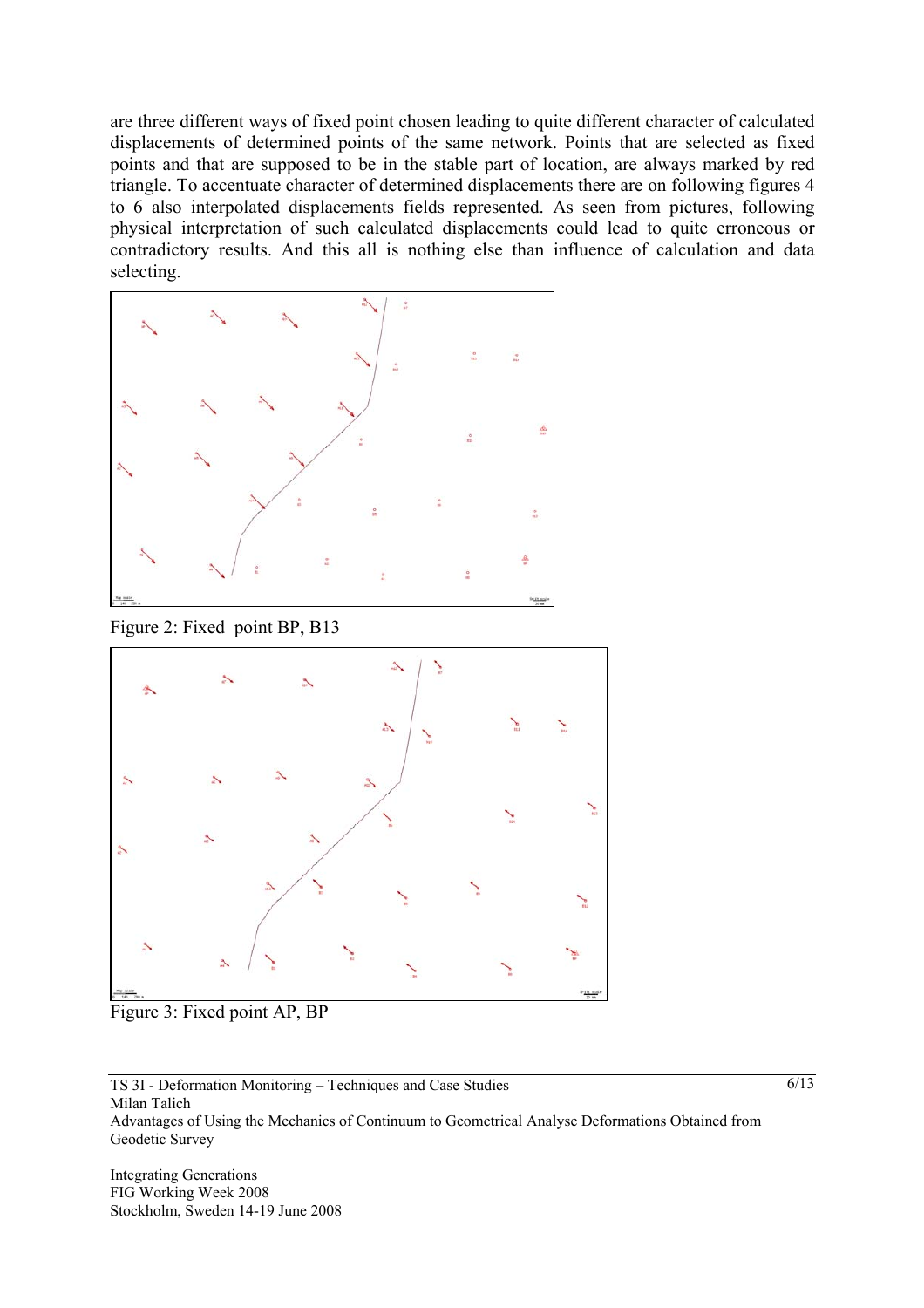are three different ways of fixed point chosen leading to quite different character of calculated displacements of determined points of the same network. Points that are selected as fixed points and that are supposed to be in the stable part of location, are always marked by red triangle. To accentuate character of determined displacements there are on following figures 4 to 6 also interpolated displacements fields represented. As seen from pictures, following physical interpretation of such calculated displacements could lead to quite erroneous or contradictory results. And this all is nothing else than influence of calculation and data selecting.

Figure 2: Fixed point BP, B13

Figure 3: Fixed point AP, BP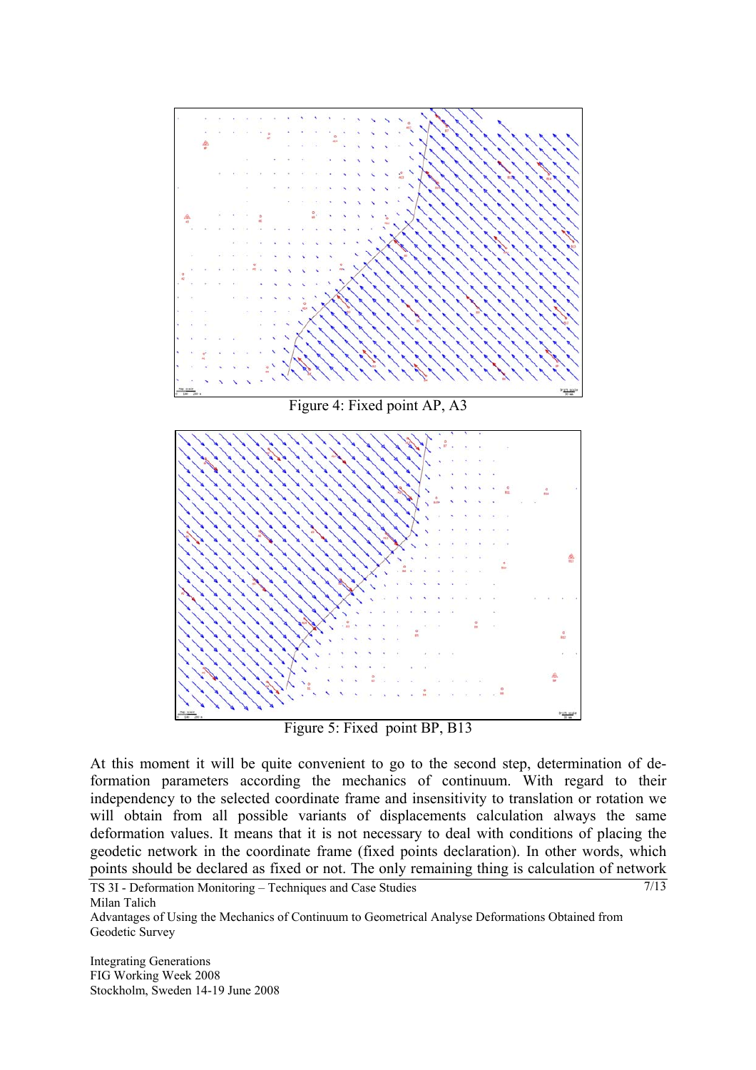Figure 4: Fixed point AP, A3

Figure 5: Fixed point BP, B13

At this moment it will be quite convenient to go to the second step, determination of deformation parameters according the mechanics of continuum. With regard to their independency to the selected coordinate frame and insensitivity to translation or rotation we will obtain from all possible variants of displacements calculation always the same deformation values. It means that it is not necessary to deal with conditions of placing the geodetic network in the coordinate frame (fixed points declaration). In other words, which points should be declared as fixed or not. The only remaining thing is calculation of network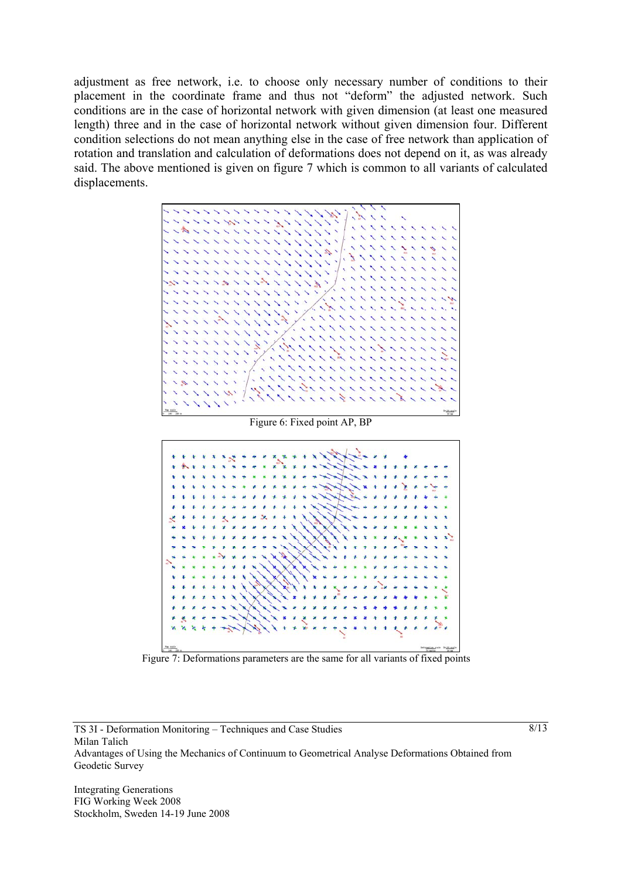adjustment as free network, i.e. to choose only necessary number of conditions to their placement in the coordinate frame and thus not "deform" the adjusted network. Such conditions are in the case of horizontal network with given dimension (at least one measured length) three and in the case of horizontal network without given dimension four. Different condition selections do not mean anything else in the case of free network than application of rotation and translation and calculation of deformations does not depend on it, as was already said. The above mentioned is given on figure 7 which is common to all variants of calculated displacements.

Figure 6: Fixed point AP, BP

Figure 7: Deformations parameters are the same for all variants of fixed points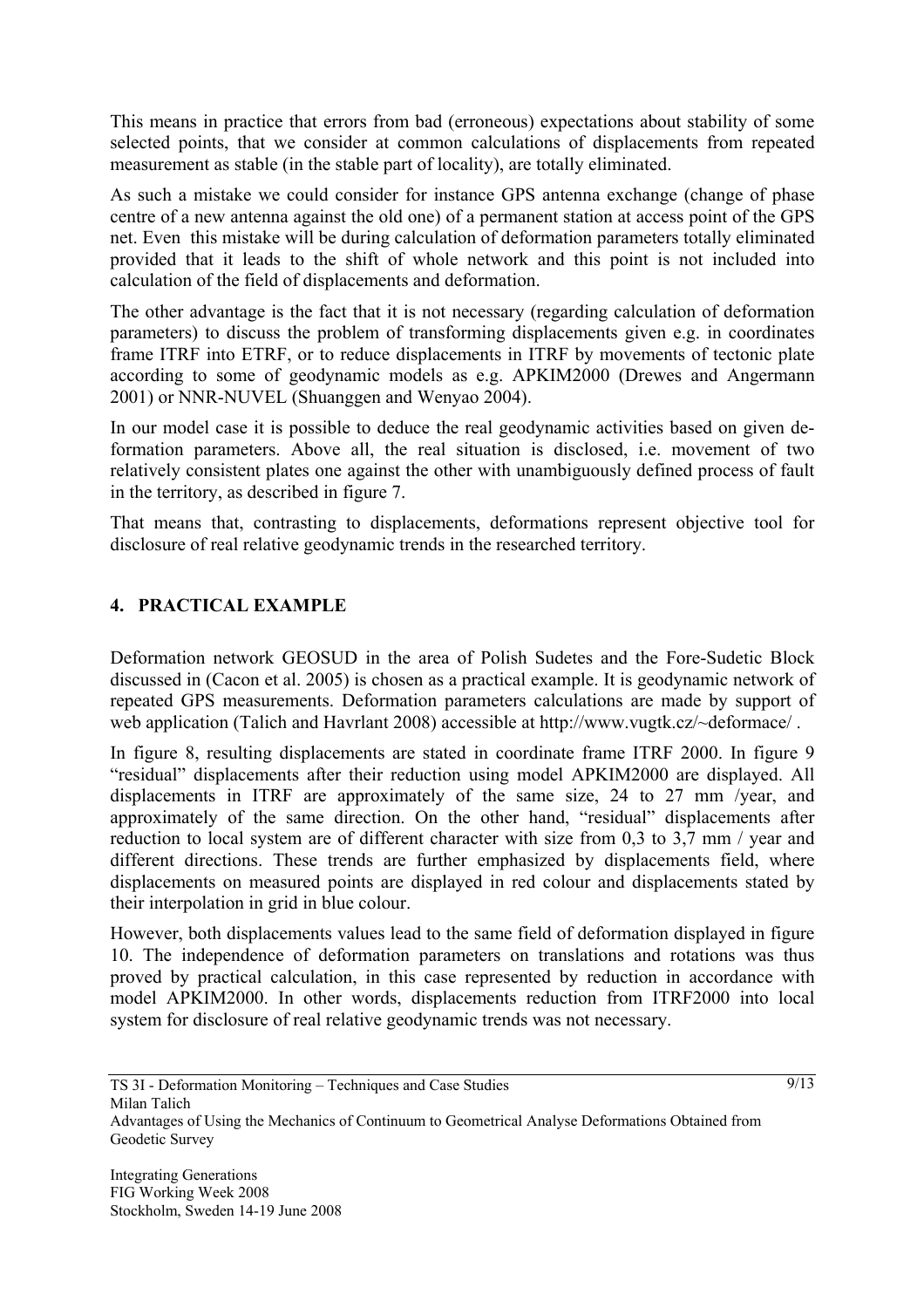This means in practice that errors from bad (erroneous) expectations about stability of some selected points, that we consider at common calculations of displacements from repeated measurement as stable (in the stable part of locality), are totally eliminated.

As such a mistake we could consider for instance GPS antenna exchange (change of phase centre of a new antenna against the old one) of a permanent station at access point of the GPS net. Even this mistake will be during calculation of deformation parameters totally eliminated provided that it leads to the shift of whole network and this point is not included into calculation of the field of displacements and deformation.

The other advantage is the fact that it is not necessary (regarding calculation of deformation parameters) to discuss the problem of transforming displacements given e.g. in coordinates frame ITRF into ETRF, or to reduce displacements in ITRF by movements of tectonic plate according to some of geodynamic models as e.g. APKIM2000 (Drewes and Angermann 2001) or NNR-NUVEL (Shuanggen and Wenyao 2004).

In our model case it is possible to deduce the real geodynamic activities based on given deformation parameters. Above all, the real situation is disclosed, i.e. movement of two relatively consistent plates one against the other with unambiguously defined process of fault in the territory, as described in figure 7.

That means that, contrasting to displacements, deformations represent objective tool for disclosure of real relative geodynamic trends in the researched territory.

## 4. PRACTICAL EXAMPLE

Deformation network GEOSUD in the area of Polish Sudetes and the Fore-Sudetic Block discussed in (Cacon et al. 2005) is chosen as a practical example. It is geodynamic network of repeated GPS measurements. Deformation parameters calculations are made by support of web application (Talich and Havrlant 2008) accessible at http://www.vugtk.cz/~deformace/ .

In figure 8, resulting displacements are stated in coordinate frame ITRF 2000. In figure 9 "residual" displacements after their reduction using model APKIM2000 are displayed. All displacements in ITRF are approximately of the same size, 24 to 27 mm /year, and approximately of the same direction. On the other hand, "residual" displacements after reduction to local system are of different character with size from 0,3 to 3,7 mm / year and different directions. These trends are further emphasized by displacements field, where displacements on measured points are displayed in red colour and displacements stated by their interpolation in grid in blue colour.

However, both displacements values lead to the same field of deformation displayed in figure 10. The independence of deformation parameters on translations and rotations was thus proved by practical calculation, in this case represented by reduction in accordance with model APKIM2000. In other words, displacements reduction from ITRF2000 into local system for disclosure of real relative geodynamic trends was not necessary.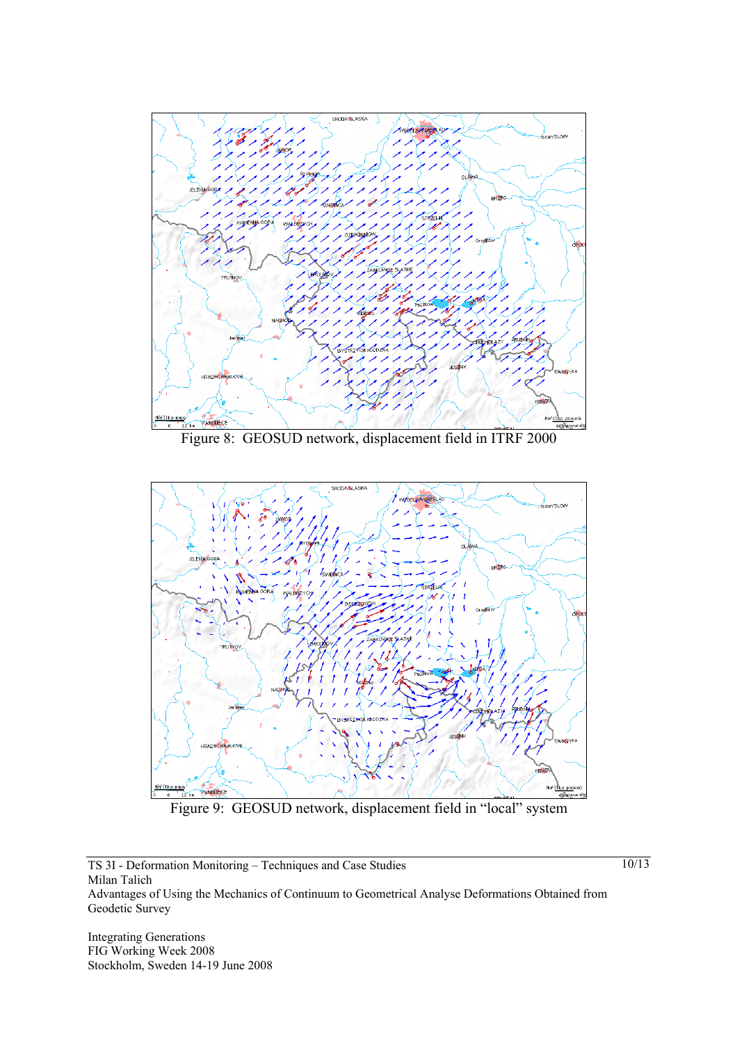Figure 8: GEOSUD network, displacement field in ITRF 2000

Figure 9: GEOSUD network, displacement field in "local" system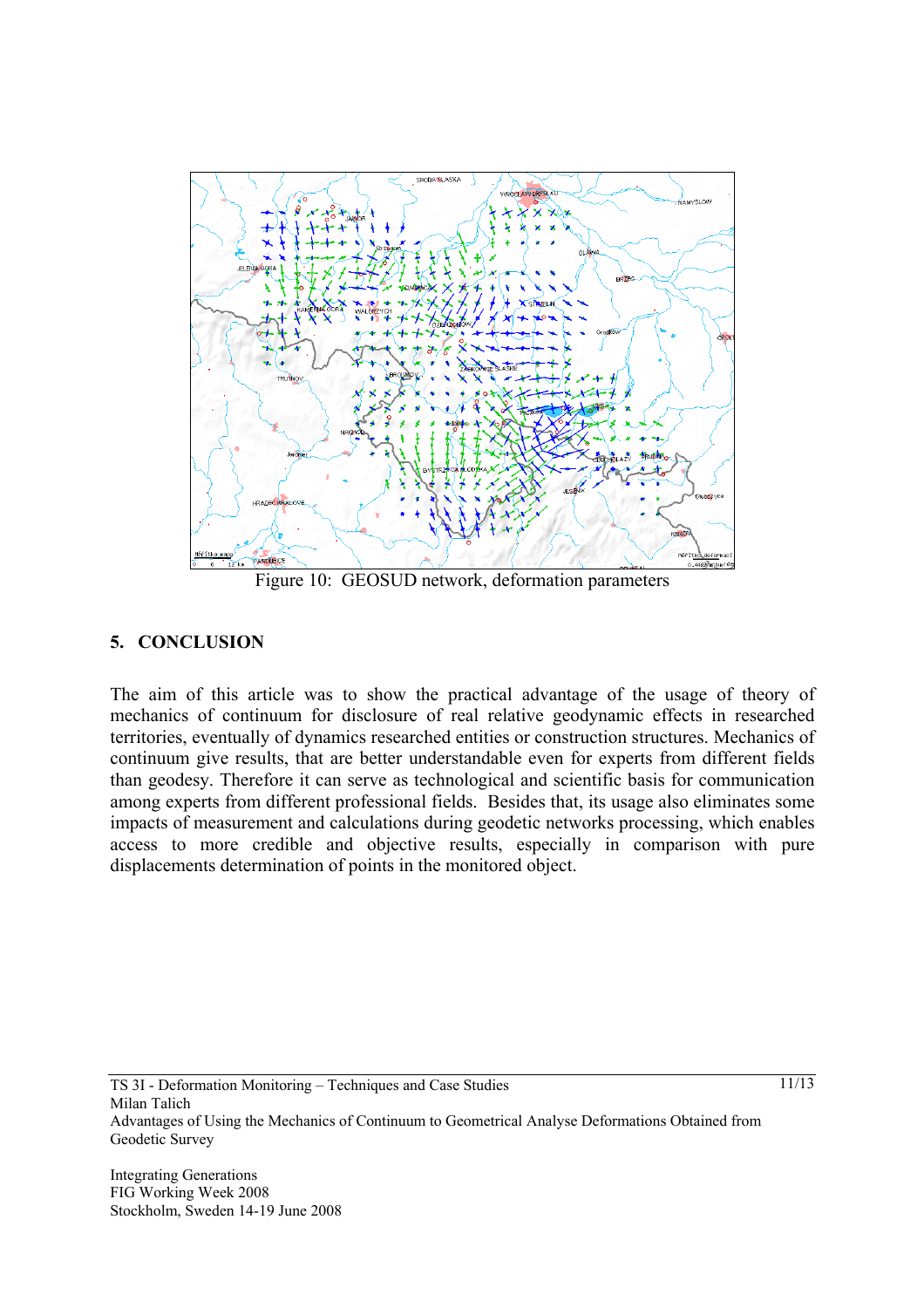Figure 10: GEOSUD network, deformation parameters

## 5. CONCLUSION

The aim of this article was to show the practical advantage of the usage of theory of mechanics of continuum for disclosure of real relative geodynamic effects in researched territories, eventually of dynamics researched entities or construction structures. Mechanics of continuum give results, that are better understandable even for experts from different fields than geodesy. Therefore it can serve as technological and scientific basis for communication among experts from different professional fields. Besides that, its usage also eliminates some impacts of measurement and calculations during geodetic networks processing, which enables access to more credible and objective results, especially in comparison with pure displacements determination of points in the monitored object.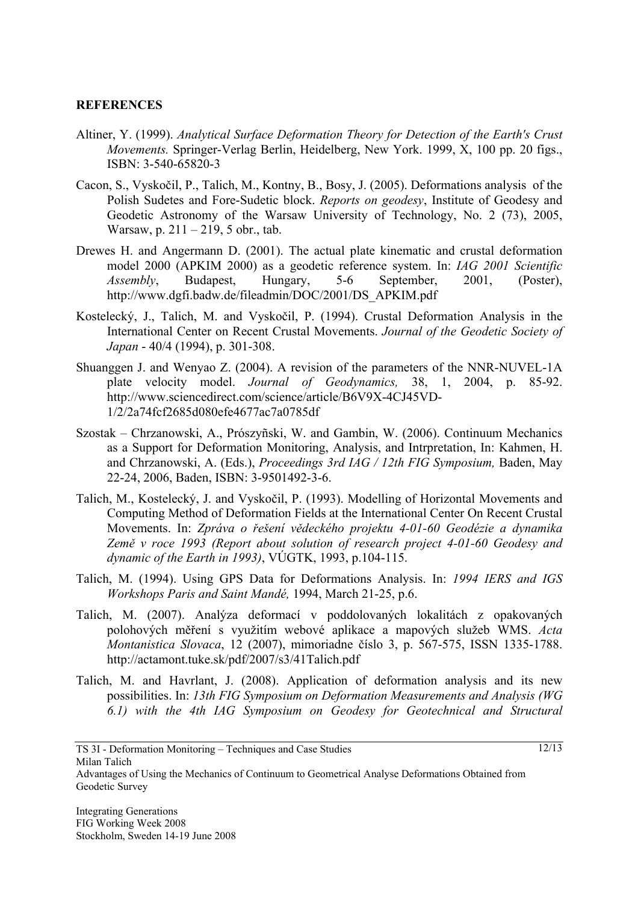**REFERENCES**

Altiner, Y. (1999). *Analytical Surface Deformation Theory for Detection of the Earth's Crust Movements.* Springer-Verlag Berlin, Heidelberg, New York. 1999, X, 100 pp. 20 figs., ISBN: 3-540-65820-3

Cacon, S., Vyskočil, P., Talich, M., Kontny, B., Bosy, J. (2005). Deformations analysis of the Polish Sudetes and Fore-Sudetic block. *Reports on geodesy*, Institute of Geodesy and Geodetic Astronomy of the Warsaw University of Technology, No. 2 (73), 2005, Warsaw, p. 211 – 219, 5 obr., tab.

Drewes H. and Angermann D. (2001). The actual plate kinematic and crustal deformation model 2000 (APKIM 2000) as a geodetic reference system. In: *IAG 2001 Scientific Assembly*, Budapest, Hungary, 5-6 September, 2001, (Poster), http://www.dgfi.badw.de/fileadmin/DOC/2001/DS_APKIM.pdf

Kostelecký, J., Talich, M. and Vyskočil, P. (1994). Crustal Deformation Analysis in the International Center on Recent Crustal Movements. *Journal of the Geodetic Society of Japan* - 40/4 (1994), p. 301-308.

Shuanggen J. and Wenyao Z. (2004). A revision of the parameters of the NNR-NUVEL-1A plate velocity model. *Journal of Geodynamics,* 38, 1, 2004, p. 85-92. http://www.sciencedirect.com/science/article/B6V9X-4CJ45VD-1/2/2a74fcf2685d080efe4677ac7a0785df

Szostak – Chrzanowski, A., Prószyñski, W. and Gambin, W. (2006). Continuum Mechanics as a Support for Deformation Monitoring, Analysis, and Intrpretation, In: Kahmen, H. and Chrzanowski, A. (Eds.), *Proceedings 3rd IAG / 12th FIG Symposium,* Baden, May 22-24, 2006, Baden, ISBN: 3-9501492-3-6.

Talich, M., Kostelecký, J. and Vyskočil, P. (1993). Modelling of Horizontal Movements and Computing Method of Deformation Fields at the International Center On Recent Crustal Movements. In: *Zpráva o řešení vědeckého projektu 4-01-60 Geodézie a dynamika Země v roce 1993 (Report about solution of research project 4-01-60 Geodesy and dynamic of the Earth in 1993)*, VÚGTK, 1993, p.104-115.

Talich, M. (1994). Using GPS Data for Deformations Analysis. In: *1994 IERS and IGS Workshops Paris and Saint Mandé,* 1994, March 21-25, p.6.

Talich, M. (2007). Analýza deformací v poddolovaných lokalitách z opakovaných polohových měření s využitím webové aplikace a mapových služeb WMS. *Acta Montanistica Slovaca*, 12 (2007), mimoriadne číslo 3, p. 567-575, ISSN 1335-1788. http://actamont.tuke.sk/pdf/2007/s3/41Talich.pdf

Talich, M. and Havrlant, J. (2008). Application of deformation analysis and its new possibilities. In: *13th FIG Symposium on Deformation Measurements and Analysis (WG 6.1) with the 4th IAG Symposium on Geodesy for Geotechnical and Structural*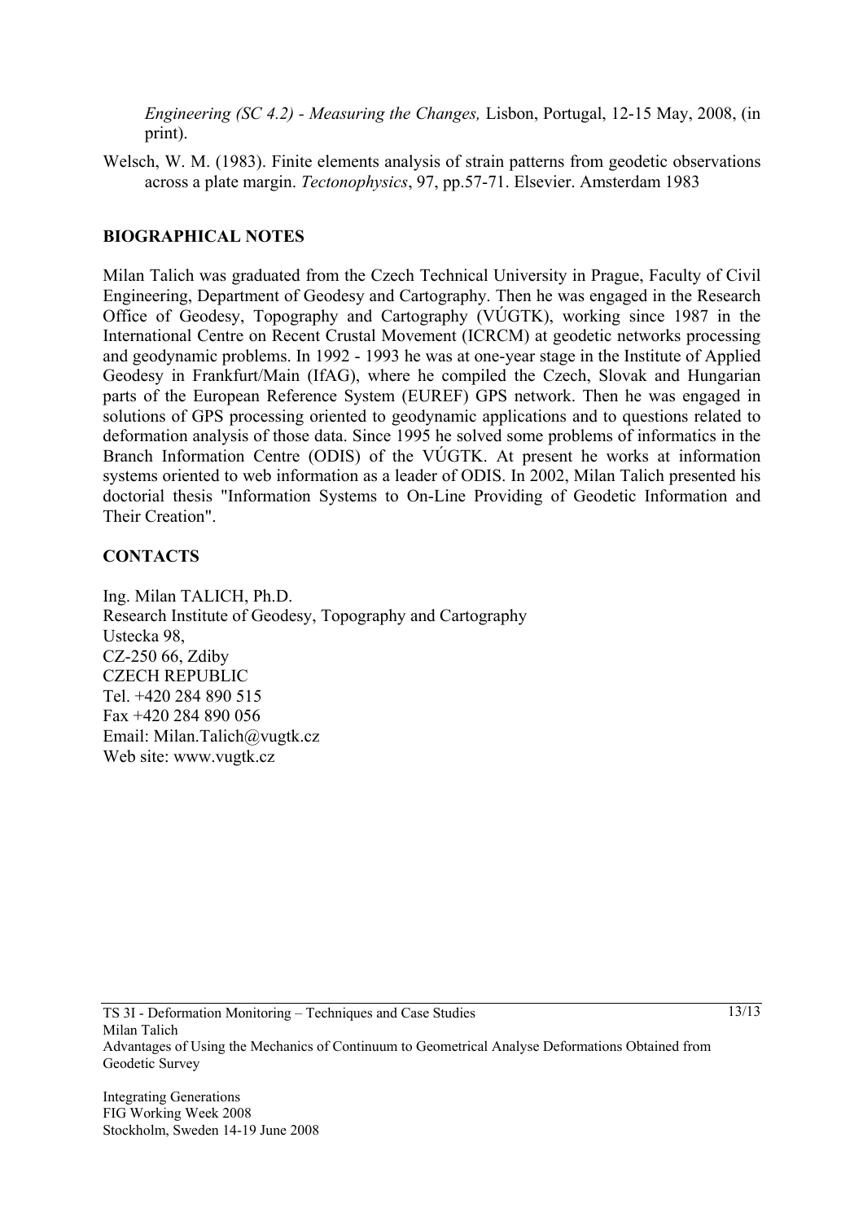*Engineering (SC 4.2) - Measuring the Changes,* Lisbon, Portugal, 12-15 May, 2008, (in print).

Welsch, W. M. (1983). Finite elements analysis of strain patterns from geodetic observations across a plate margin. *Tectonophysics*, 97, pp.57-71. Elsevier. Amsterdam 1983

## BIOGRAPHICAL NOTES

Milan Talich was graduated from the Czech Technical University in Prague, Faculty of Civil Engineering, Department of Geodesy and Cartography. Then he was engaged in the Research Office of Geodesy, Topography and Cartography (VÚGTK), working since 1987 in the International Centre on Recent Crustal Movement (ICRCM) at geodetic networks processing and geodynamic problems. In 1992 - 1993 he was at one-year stage in the Institute of Applied Geodesy in Frankfurt/Main (IfAG), where he compiled the Czech, Slovak and Hungarian parts of the European Reference System (EUREF) GPS network. Then he was engaged in solutions of GPS processing oriented to geodynamic applications and to questions related to deformation analysis of those data. Since 1995 he solved some problems of informatics in the Branch Information Centre (ODIS) of the VÚGTK. At present he works at information systems oriented to web information as a leader of ODIS. In 2002, Milan Talich presented his doctorial thesis "Information Systems to On-Line Providing of Geodetic Information and Their Creation".

## CONTACTS

Ing. Milan TALICH, Ph.D.
Research Institute of Geodesy, Topography and Cartography
Ustecka 98,
CZ-250 66, Zdiby
CZECH REPUBLIC
Tel. +420 284 890 515
Fax +420 284 890 056
Email: Milan.Talich@vugtk.cz
Web site: www.vugtk.cz